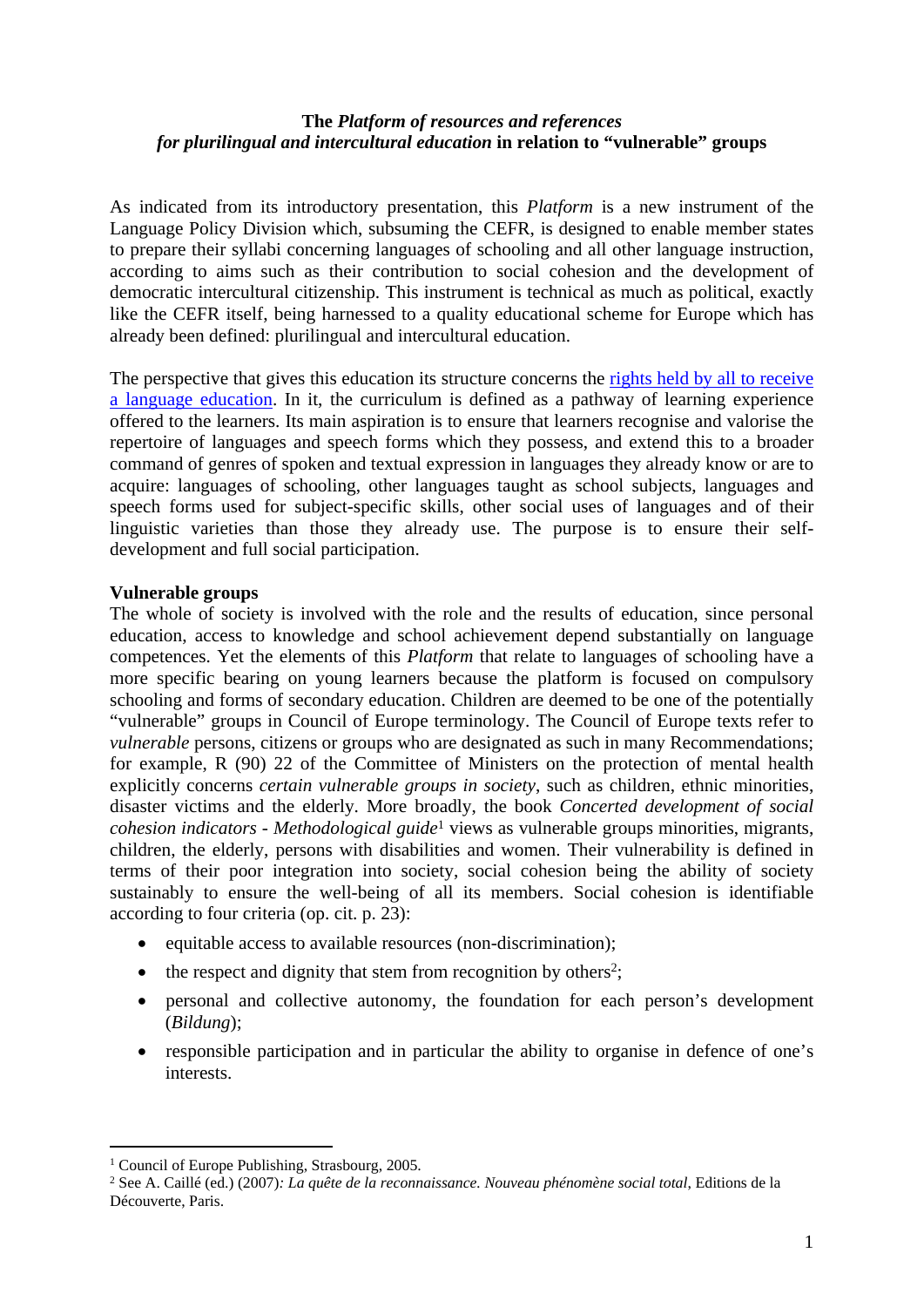**The *Platform of resources and references for plurilingual and intercultural education* in relation to "vulnerable" groups**

As indicated from its introductory presentation, this *Platform* is a new instrument of the Language Policy Division which, subsuming the CEFR, is designed to enable member states to prepare their syllabi concerning languages of schooling and all other language instruction, according to aims such as their contribution to social cohesion and the development of democratic intercultural citizenship. This instrument is technical as much as political, exactly like the CEFR itself, being harnessed to a quality educational scheme for Europe which has already been defined: plurilingual and intercultural education.

The perspective that gives this education its structure concerns the rights held by all to receive a language education. In it, the curriculum is defined as a pathway of learning experience offered to the learners. Its main aspiration is to ensure that learners recognise and valorise the repertoire of languages and speech forms which they possess, and extend this to a broader command of genres of spoken and textual expression in languages they already know or are to acquire: languages of schooling, other languages taught as school subjects, languages and speech forms used for subject-specific skills, other social uses of languages and of their linguistic varieties than those they already use. The purpose is to ensure their self-development and full social participation.

**Vulnerable groups**

The whole of society is involved with the role and the results of education, since personal education, access to knowledge and school achievement depend substantially on language competences. Yet the elements of this *Platform* that relate to languages of schooling have a more specific bearing on young learners because the platform is focused on compulsory schooling and forms of secondary education. Children are deemed to be one of the potentially "vulnerable" groups in Council of Europe terminology. The Council of Europe texts refer to *vulnerable* persons, citizens or groups who are designated as such in many Recommendations; for example, R (90) 22 of the Committee of Ministers on the protection of mental health explicitly concerns *certain vulnerable groups in society*, such as children, ethnic minorities, disaster victims and the elderly. More broadly, the book *Concerted development of social cohesion indicators - Methodological guide*[1] views as vulnerable groups minorities, migrants, children, the elderly, persons with disabilities and women. Their vulnerability is defined in terms of their poor integration into society, social cohesion being the ability of society sustainably to ensure the well-being of all its members. Social cohesion is identifiable according to four criteria (op. cit. p. 23):

- equitable access to available resources (non-discrimination);
- the respect and dignity that stem from recognition by others[2];
- personal and collective autonomy, the foundation for each person's development (*Bildung*);
- responsible participation and in particular the ability to organise in defence of one's interests.

[1] Council of Europe Publishing, Strasbourg, 2005.

[2] See A. Caillé (ed.) (2007)*: La quête de la reconnaissance. Nouveau phénomène social total*, Editions de la Découverte, Paris.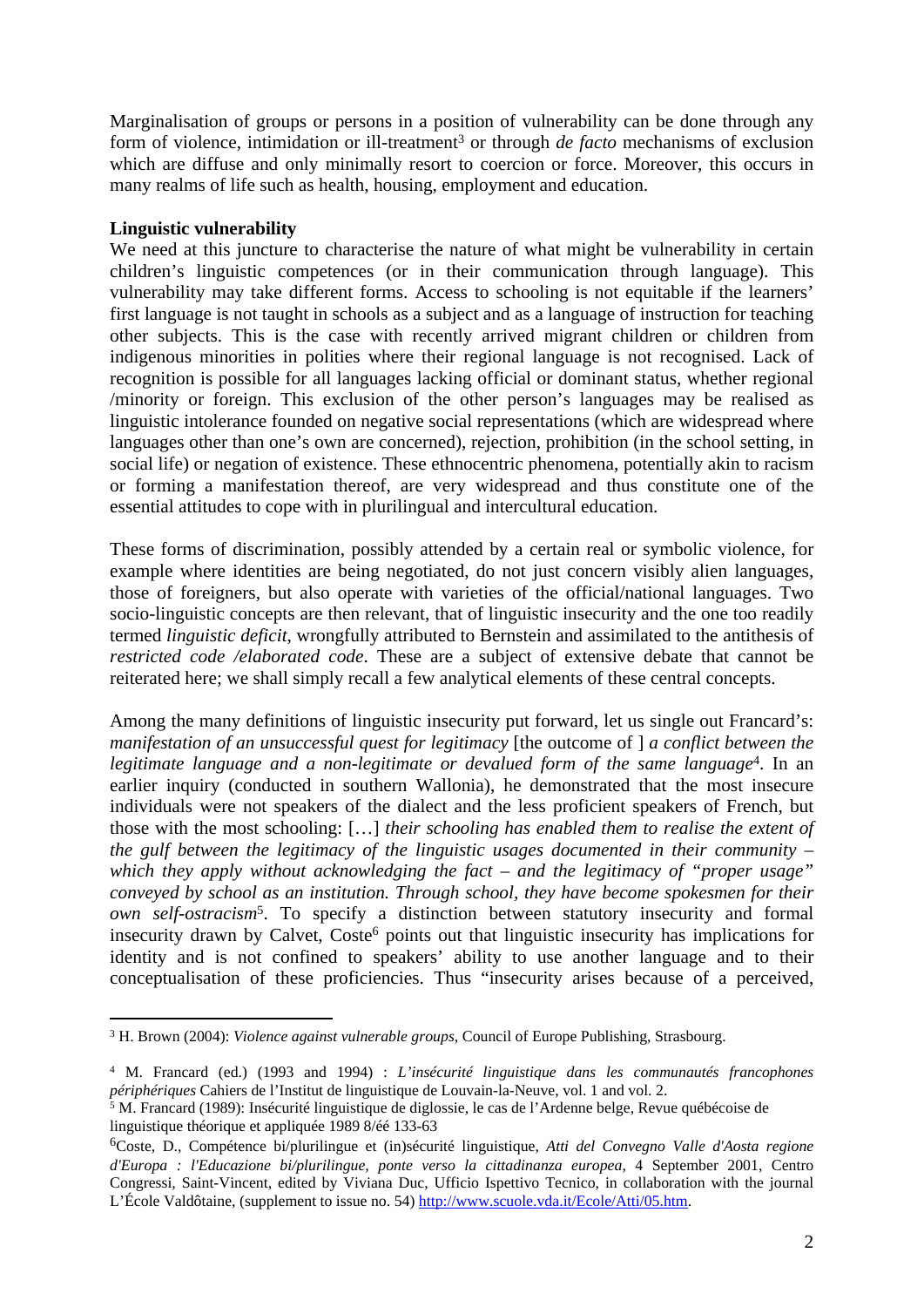Marginalisation of groups or persons in a position of vulnerability can be done through any form of violence, intimidation or ill-treatment[3] or through *de facto* mechanisms of exclusion which are diffuse and only minimally resort to coercion or force. Moreover, this occurs in many realms of life such as health, housing, employment and education.

**Linguistic vulnerability**

We need at this juncture to characterise the nature of what might be vulnerability in certain children's linguistic competences (or in their communication through language). This vulnerability may take different forms. Access to schooling is not equitable if the learners' first language is not taught in schools as a subject and as a language of instruction for teaching other subjects. This is the case with recently arrived migrant children or children from indigenous minorities in polities where their regional language is not recognised. Lack of recognition is possible for all languages lacking official or dominant status, whether regional /minority or foreign. This exclusion of the other person's languages may be realised as linguistic intolerance founded on negative social representations (which are widespread where languages other than one's own are concerned), rejection, prohibition (in the school setting, in social life) or negation of existence. These ethnocentric phenomena, potentially akin to racism or forming a manifestation thereof, are very widespread and thus constitute one of the essential attitudes to cope with in plurilingual and intercultural education.

These forms of discrimination, possibly attended by a certain real or symbolic violence, for example where identities are being negotiated, do not just concern visibly alien languages, those of foreigners, but also operate with varieties of the official/national languages. Two socio-linguistic concepts are then relevant, that of linguistic insecurity and the one too readily termed *linguistic deficit*, wrongfully attributed to Bernstein and assimilated to the antithesis of *restricted code /elaborated code*. These are a subject of extensive debate that cannot be reiterated here; we shall simply recall a few analytical elements of these central concepts.

Among the many definitions of linguistic insecurity put forward, let us single out Francard's: *manifestation of an unsuccessful quest for legitimacy* [the outcome of ] *a conflict between the legitimate language and a non-legitimate or devalued form of the same language*[4]. In an earlier inquiry (conducted in southern Wallonia), he demonstrated that the most insecure individuals were not speakers of the dialect and the less proficient speakers of French, but those with the most schooling: […] *their schooling has enabled them to realise the extent of the gulf between the legitimacy of the linguistic usages documented in their community – which they apply without acknowledging the fact – and the legitimacy of "proper usage" conveyed by school as an institution. Through school, they have become spokesmen for their own self-ostracism*[5]. To specify a distinction between statutory insecurity and formal insecurity drawn by Calvet, Coste[6] points out that linguistic insecurity has implications for identity and is not confined to speakers' ability to use another language and to their conceptualisation of these proficiencies. Thus "insecurity arises because of a perceived,

---

[3] H. Brown (2004): *Violence against vulnerable groups*, Council of Europe Publishing, Strasbourg.

[4] M. Francard (ed.) (1993 and 1994) : *L'insécurité linguistique dans les communautés francophones périphériques* Cahiers de l'Institut de linguistique de Louvain-la-Neuve, vol. 1 and vol. 2.

[5] M. Francard (1989): Insécurité linguistique de diglossie, le cas de l'Ardenne belge, Revue québécoise de linguistique théorique et appliquée 1989 8/éé 133-63

[6] Coste, D., Compétence bi/plurilingue et (in)sécurité linguistique, *Atti del Convegno Valle d'Aosta regione d'Europa : l'Educazione bi/plurilingue, ponte verso la cittadinanza europea*, 4 September 2001, Centro Congressi, Saint-Vincent, edited by Viviana Duc, Ufficio Ispettivo Tecnico, in collaboration with the journal L'École Valdôtaine, (supplement to issue no. 54) http://www.scuole.vda.it/Ecole/Atti/05.htm.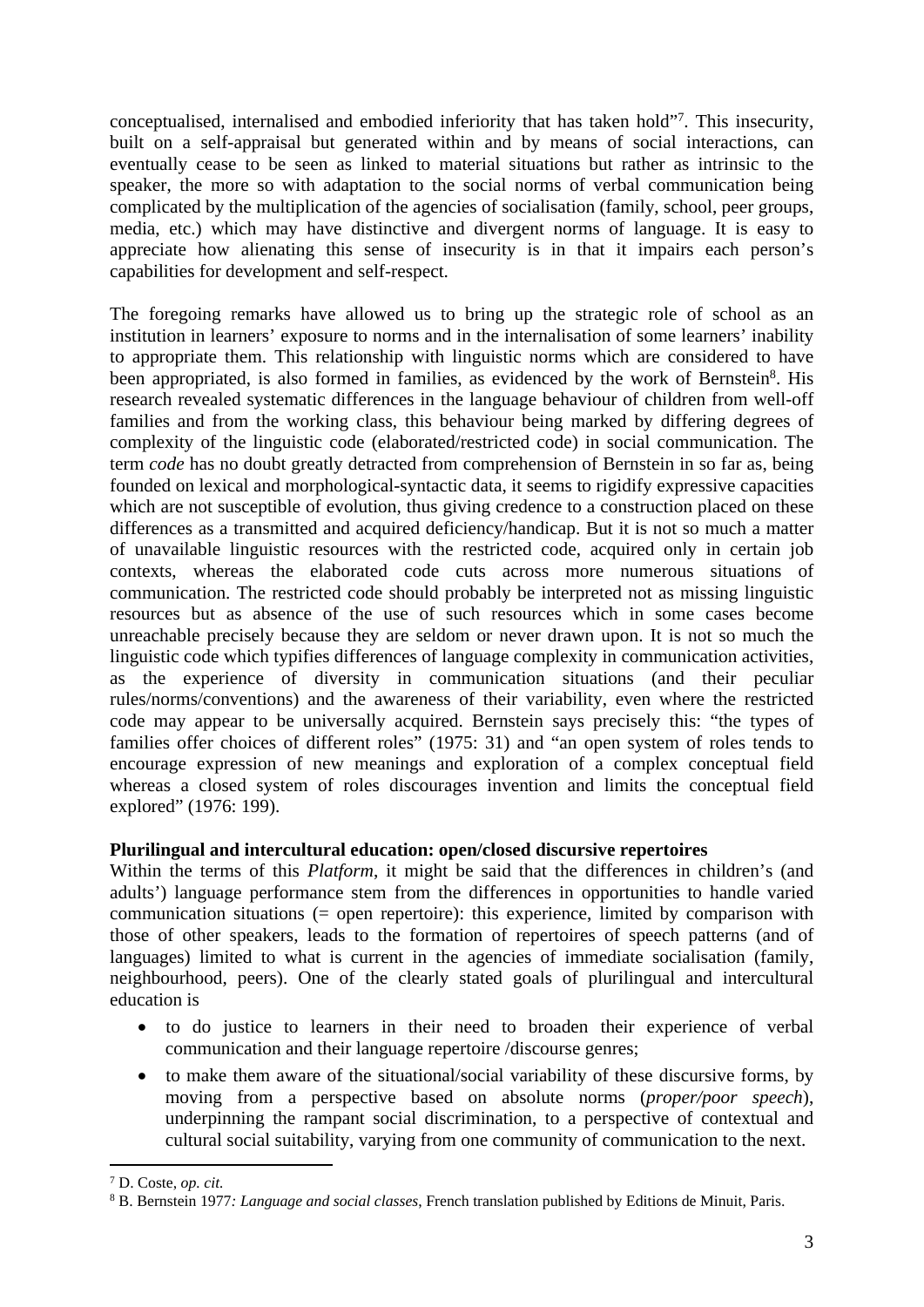conceptualised, internalised and embodied inferiority that has taken hold"[7]. This insecurity, built on a self-appraisal but generated within and by means of social interactions, can eventually cease to be seen as linked to material situations but rather as intrinsic to the speaker, the more so with adaptation to the social norms of verbal communication being complicated by the multiplication of the agencies of socialisation (family, school, peer groups, media, etc.) which may have distinctive and divergent norms of language. It is easy to appreciate how alienating this sense of insecurity is in that it impairs each person's capabilities for development and self-respect.

The foregoing remarks have allowed us to bring up the strategic role of school as an institution in learners' exposure to norms and in the internalisation of some learners' inability to appropriate them. This relationship with linguistic norms which are considered to have been appropriated, is also formed in families, as evidenced by the work of Bernstein[8]. His research revealed systematic differences in the language behaviour of children from well-off families and from the working class, this behaviour being marked by differing degrees of complexity of the linguistic code (elaborated/restricted code) in social communication. The term *code* has no doubt greatly detracted from comprehension of Bernstein in so far as, being founded on lexical and morphological-syntactic data, it seems to rigidify expressive capacities which are not susceptible of evolution, thus giving credence to a construction placed on these differences as a transmitted and acquired deficiency/handicap. But it is not so much a matter of unavailable linguistic resources with the restricted code, acquired only in certain job contexts, whereas the elaborated code cuts across more numerous situations of communication. The restricted code should probably be interpreted not as missing linguistic resources but as absence of the use of such resources which in some cases become unreachable precisely because they are seldom or never drawn upon. It is not so much the linguistic code which typifies differences of language complexity in communication activities, as the experience of diversity in communication situations (and their peculiar rules/norms/conventions) and the awareness of their variability, even where the restricted code may appear to be universally acquired. Bernstein says precisely this: "the types of families offer choices of different roles" (1975: 31) and "an open system of roles tends to encourage expression of new meanings and exploration of a complex conceptual field whereas a closed system of roles discourages invention and limits the conceptual field explored" (1976: 199).

**Plurilingual and intercultural education: open/closed discursive repertoires**

Within the terms of this *Platform*, it might be said that the differences in children's (and adults') language performance stem from the differences in opportunities to handle varied communication situations (= open repertoire): this experience, limited by comparison with those of other speakers, leads to the formation of repertoires of speech patterns (and of languages) limited to what is current in the agencies of immediate socialisation (family, neighbourhood, peers). One of the clearly stated goals of plurilingual and intercultural education is

- to do justice to learners in their need to broaden their experience of verbal communication and their language repertoire /discourse genres;
- to make them aware of the situational/social variability of these discursive forms, by moving from a perspective based on absolute norms (*proper/poor speech*), underpinning the rampant social discrimination, to a perspective of contextual and cultural social suitability, varying from one community of communication to the next.

[7] D. Coste, *op. cit.*

[8] B. Bernstein 1977*: Language and social classes*, French translation published by Editions de Minuit, Paris.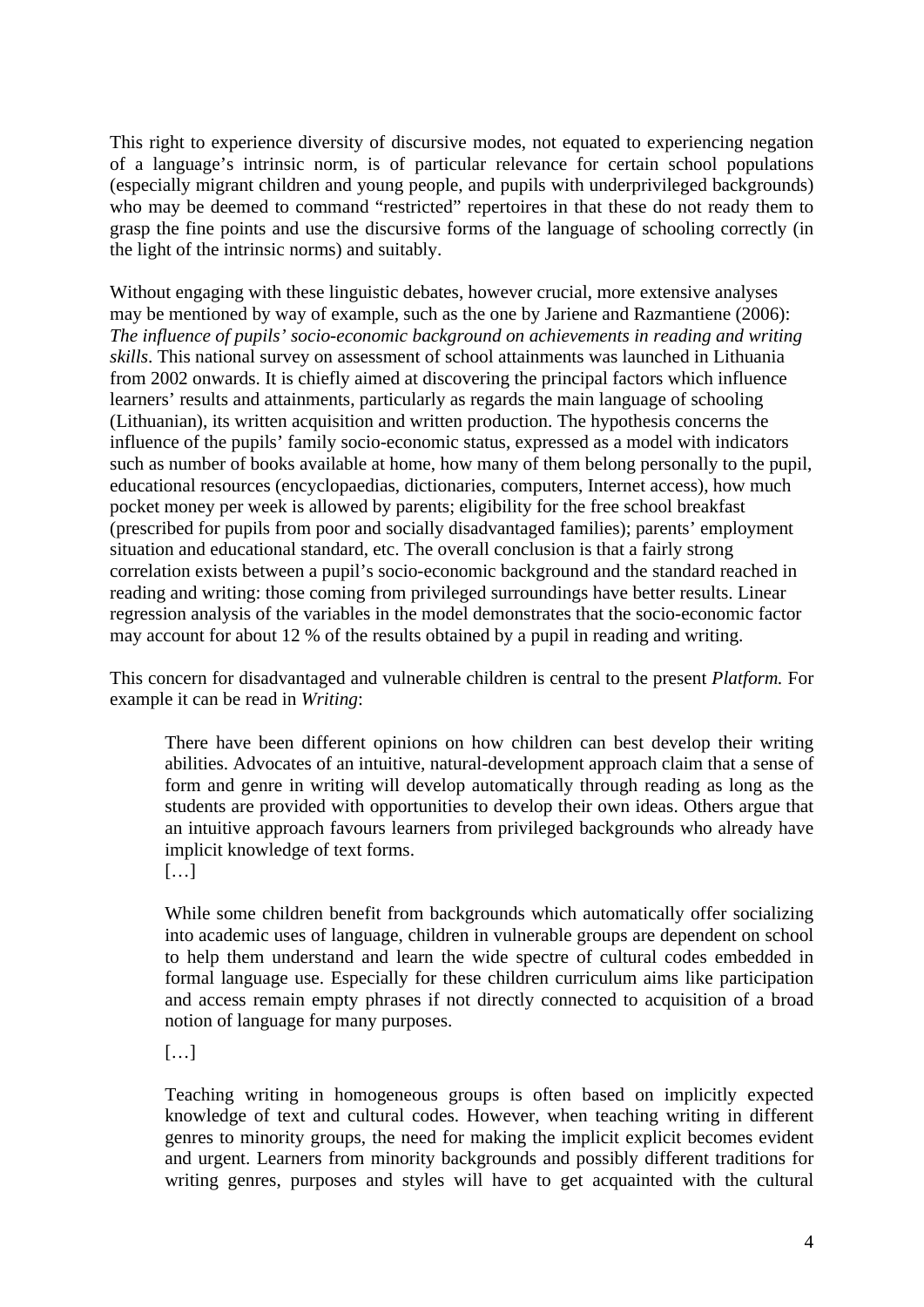This right to experience diversity of discursive modes, not equated to experiencing negation of a language's intrinsic norm, is of particular relevance for certain school populations (especially migrant children and young people, and pupils with underprivileged backgrounds) who may be deemed to command "restricted" repertoires in that these do not ready them to grasp the fine points and use the discursive forms of the language of schooling correctly (in the light of the intrinsic norms) and suitably.

Without engaging with these linguistic debates, however crucial, more extensive analyses may be mentioned by way of example, such as the one by Jariene and Razmantiene (2006): *The influence of pupils' socio-economic background on achievements in reading and writing skills*. This national survey on assessment of school attainments was launched in Lithuania from 2002 onwards. It is chiefly aimed at discovering the principal factors which influence learners' results and attainments, particularly as regards the main language of schooling (Lithuanian), its written acquisition and written production. The hypothesis concerns the influence of the pupils' family socio-economic status, expressed as a model with indicators such as number of books available at home, how many of them belong personally to the pupil, educational resources (encyclopaedias, dictionaries, computers, Internet access), how much pocket money per week is allowed by parents; eligibility for the free school breakfast (prescribed for pupils from poor and socially disadvantaged families); parents' employment situation and educational standard, etc. The overall conclusion is that a fairly strong correlation exists between a pupil's socio-economic background and the standard reached in reading and writing: those coming from privileged surroundings have better results. Linear regression analysis of the variables in the model demonstrates that the socio-economic factor may account for about 12 % of the results obtained by a pupil in reading and writing.

This concern for disadvantaged and vulnerable children is central to the present *Platform.* For example it can be read in *Writing*:

> There have been different opinions on how children can best develop their writing abilities. Advocates of an intuitive, natural-development approach claim that a sense of form and genre in writing will develop automatically through reading as long as the students are provided with opportunities to develop their own ideas. Others argue that an intuitive approach favours learners from privileged backgrounds who already have implicit knowledge of text forms.
> […]
>
> While some children benefit from backgrounds which automatically offer socializing into academic uses of language, children in vulnerable groups are dependent on school to help them understand and learn the wide spectre of cultural codes embedded in formal language use. Especially for these children curriculum aims like participation and access remain empty phrases if not directly connected to acquisition of a broad notion of language for many purposes.
>
> […]
>
> Teaching writing in homogeneous groups is often based on implicitly expected knowledge of text and cultural codes. However, when teaching writing in different genres to minority groups, the need for making the implicit explicit becomes evident and urgent. Learners from minority backgrounds and possibly different traditions for writing genres, purposes and styles will have to get acquainted with the cultural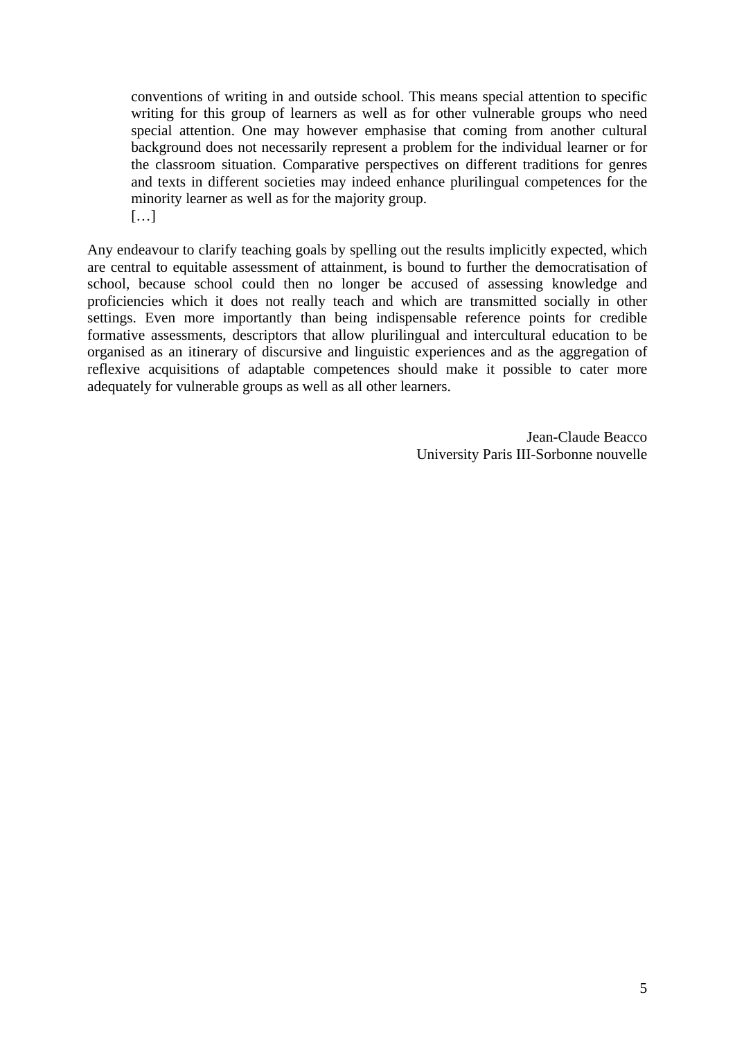> conventions of writing in and outside school. This means special attention to specific writing for this group of learners as well as for other vulnerable groups who need special attention. One may however emphasise that coming from another cultural background does not necessarily represent a problem for the individual learner or for the classroom situation. Comparative perspectives on different traditions for genres and texts in different societies may indeed enhance plurilingual competences for the minority learner as well as for the majority group.
>
> […]

Any endeavour to clarify teaching goals by spelling out the results implicitly expected, which are central to equitable assessment of attainment, is bound to further the democratisation of school, because school could then no longer be accused of assessing knowledge and proficiencies which it does not really teach and which are transmitted socially in other settings. Even more importantly than being indispensable reference points for credible formative assessments, descriptors that allow plurilingual and intercultural education to be organised as an itinerary of discursive and linguistic experiences and as the aggregation of reflexive acquisitions of adaptable competences should make it possible to cater more adequately for vulnerable groups as well as all other learners.

Jean-Claude Beacco
University Paris III-Sorbonne nouvelle